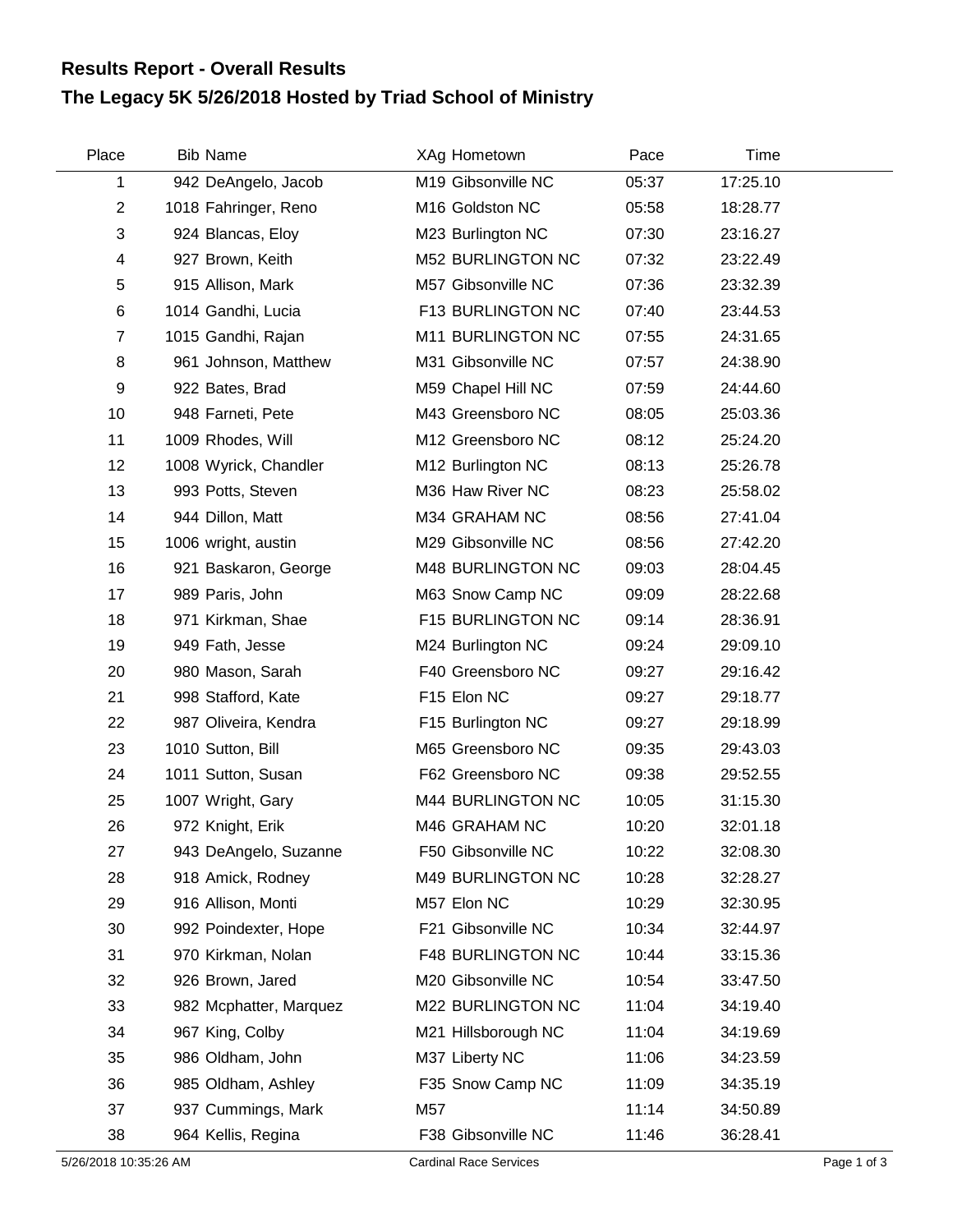# Results Report - Overall Results

## The Legacy 5K 5/26/2018 Hosted by Triad School of Ministry

| Place | Bib | Name | XAg | Hometown | Pace | Time |
|---|---|---|---|---|---|---|
| 1 | 942 | DeAngelo, Jacob | M19 | Gibsonville NC | 05:37 | 17:25.10 |
| 2 | 1018 | Fahringer, Reno | M16 | Goldston NC | 05:58 | 18:28.77 |
| 3 | 924 | Blancas, Eloy | M23 | Burlington NC | 07:30 | 23:16.27 |
| 4 | 927 | Brown, Keith | M52 | BURLINGTON NC | 07:32 | 23:22.49 |
| 5 | 915 | Allison, Mark | M57 | Gibsonville NC | 07:36 | 23:32.39 |
| 6 | 1014 | Gandhi, Lucia | F13 | BURLINGTON NC | 07:40 | 23:44.53 |
| 7 | 1015 | Gandhi, Rajan | M11 | BURLINGTON NC | 07:55 | 24:31.65 |
| 8 | 961 | Johnson, Matthew | M31 | Gibsonville NC | 07:57 | 24:38.90 |
| 9 | 922 | Bates, Brad | M59 | Chapel Hill NC | 07:59 | 24:44.60 |
| 10 | 948 | Farneti, Pete | M43 | Greensboro NC | 08:05 | 25:03.36 |
| 11 | 1009 | Rhodes, Will | M12 | Greensboro NC | 08:12 | 25:24.20 |
| 12 | 1008 | Wyrick, Chandler | M12 | Burlington NC | 08:13 | 25:26.78 |
| 13 | 993 | Potts, Steven | M36 | Haw River NC | 08:23 | 25:58.02 |
| 14 | 944 | Dillon, Matt | M34 | GRAHAM NC | 08:56 | 27:41.04 |
| 15 | 1006 | wright, austin | M29 | Gibsonville NC | 08:56 | 27:42.20 |
| 16 | 921 | Baskaron, George | M48 | BURLINGTON NC | 09:03 | 28:04.45 |
| 17 | 989 | Paris, John | M63 | Snow Camp NC | 09:09 | 28:22.68 |
| 18 | 971 | Kirkman, Shae | F15 | BURLINGTON NC | 09:14 | 28:36.91 |
| 19 | 949 | Fath, Jesse | M24 | Burlington NC | 09:24 | 29:09.10 |
| 20 | 980 | Mason, Sarah | F40 | Greensboro NC | 09:27 | 29:16.42 |
| 21 | 998 | Stafford, Kate | F15 | Elon NC | 09:27 | 29:18.77 |
| 22 | 987 | Oliveira, Kendra | F15 | Burlington NC | 09:27 | 29:18.99 |
| 23 | 1010 | Sutton, Bill | M65 | Greensboro NC | 09:35 | 29:43.03 |
| 24 | 1011 | Sutton, Susan | F62 | Greensboro NC | 09:38 | 29:52.55 |
| 25 | 1007 | Wright, Gary | M44 | BURLINGTON NC | 10:05 | 31:15.30 |
| 26 | 972 | Knight, Erik | M46 | GRAHAM NC | 10:20 | 32:01.18 |
| 27 | 943 | DeAngelo, Suzanne | F50 | Gibsonville NC | 10:22 | 32:08.30 |
| 28 | 918 | Amick, Rodney | M49 | BURLINGTON NC | 10:28 | 32:28.27 |
| 29 | 916 | Allison, Monti | M57 | Elon NC | 10:29 | 32:30.95 |
| 30 | 992 | Poindexter, Hope | F21 | Gibsonville NC | 10:34 | 32:44.97 |
| 31 | 970 | Kirkman, Nolan | F48 | BURLINGTON NC | 10:44 | 33:15.36 |
| 32 | 926 | Brown, Jared | M20 | Gibsonville NC | 10:54 | 33:47.50 |
| 33 | 982 | Mcphatter, Marquez | M22 | BURLINGTON NC | 11:04 | 34:19.40 |
| 34 | 967 | King, Colby | M21 | Hillsborough NC | 11:04 | 34:19.69 |
| 35 | 986 | Oldham, John | M37 | Liberty NC | 11:06 | 34:23.59 |
| 36 | 985 | Oldham, Ashley | F35 | Snow Camp NC | 11:09 | 34:35.19 |
| 37 | 937 | Cummings, Mark | M57 | | 11:14 | 34:50.89 |
| 38 | 964 | Kellis, Regina | F38 | Gibsonville NC | 11:46 | 36:28.41 |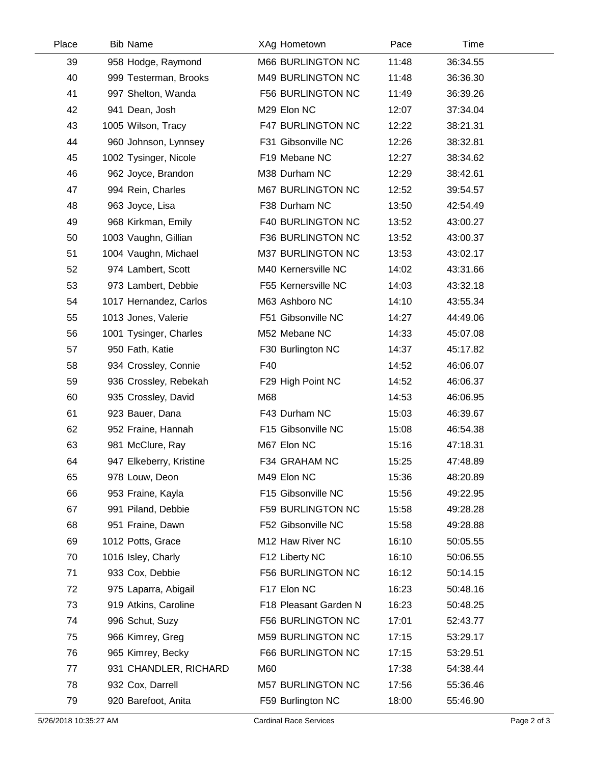| Place | Bib | Name | XAg | Hometown | Pace | Time |
|---|---|---|---|---|---|---|
| 39 | 958 | Hodge, Raymond | M66 | BURLINGTON NC | 11:48 | 36:34.55 |
| 40 | 999 | Testerman, Brooks | M49 | BURLINGTON NC | 11:48 | 36:36.30 |
| 41 | 997 | Shelton, Wanda | F56 | BURLINGTON NC | 11:49 | 36:39.26 |
| 42 | 941 | Dean, Josh | M29 | Elon NC | 12:07 | 37:34.04 |
| 43 | 1005 | Wilson, Tracy | F47 | BURLINGTON NC | 12:22 | 38:21.31 |
| 44 | 960 | Johnson, Lynnsey | F31 | Gibsonville NC | 12:26 | 38:32.81 |
| 45 | 1002 | Tysinger, Nicole | F19 | Mebane NC | 12:27 | 38:34.62 |
| 46 | 962 | Joyce, Brandon | M38 | Durham NC | 12:29 | 38:42.61 |
| 47 | 994 | Rein, Charles | M67 | BURLINGTON NC | 12:52 | 39:54.57 |
| 48 | 963 | Joyce, Lisa | F38 | Durham NC | 13:50 | 42:54.49 |
| 49 | 968 | Kirkman, Emily | F40 | BURLINGTON NC | 13:52 | 43:00.27 |
| 50 | 1003 | Vaughn, Gillian | F36 | BURLINGTON NC | 13:52 | 43:00.37 |
| 51 | 1004 | Vaughn, Michael | M37 | BURLINGTON NC | 13:53 | 43:02.17 |
| 52 | 974 | Lambert, Scott | M40 | Kernersville NC | 14:02 | 43:31.66 |
| 53 | 973 | Lambert, Debbie | F55 | Kernersville NC | 14:03 | 43:32.18 |
| 54 | 1017 | Hernandez, Carlos | M63 | Ashboro NC | 14:10 | 43:55.34 |
| 55 | 1013 | Jones, Valerie | F51 | Gibsonville NC | 14:27 | 44:49.06 |
| 56 | 1001 | Tysinger, Charles | M52 | Mebane NC | 14:33 | 45:07.08 |
| 57 | 950 | Fath, Katie | F30 | Burlington NC | 14:37 | 45:17.82 |
| 58 | 934 | Crossley, Connie | F40 | | 14:52 | 46:06.07 |
| 59 | 936 | Crossley, Rebekah | F29 | High Point NC | 14:52 | 46:06.37 |
| 60 | 935 | Crossley, David | M68 | | 14:53 | 46:06.95 |
| 61 | 923 | Bauer, Dana | F43 | Durham NC | 15:03 | 46:39.67 |
| 62 | 952 | Fraine, Hannah | F15 | Gibsonville NC | 15:08 | 46:54.38 |
| 63 | 981 | McClure, Ray | M67 | Elon NC | 15:16 | 47:18.31 |
| 64 | 947 | Elkeberry, Kristine | F34 | GRAHAM NC | 15:25 | 47:48.89 |
| 65 | 978 | Louw, Deon | M49 | Elon NC | 15:36 | 48:20.89 |
| 66 | 953 | Fraine, Kayla | F15 | Gibsonville NC | 15:56 | 49:22.95 |
| 67 | 991 | Piland, Debbie | F59 | BURLINGTON NC | 15:58 | 49:28.28 |
| 68 | 951 | Fraine, Dawn | F52 | Gibsonville NC | 15:58 | 49:28.88 |
| 69 | 1012 | Potts, Grace | M12 | Haw River NC | 16:10 | 50:05.55 |
| 70 | 1016 | Isley, Charly | F12 | Liberty NC | 16:10 | 50:06.55 |
| 71 | 933 | Cox, Debbie | F56 | BURLINGTON NC | 16:12 | 50:14.15 |
| 72 | 975 | Laparra, Abigail | F17 | Elon NC | 16:23 | 50:48.16 |
| 73 | 919 | Atkins, Caroline | F18 | Pleasant Garden N | 16:23 | 50:48.25 |
| 74 | 996 | Schut, Suzy | F56 | BURLINGTON NC | 17:01 | 52:43.77 |
| 75 | 966 | Kimrey, Greg | M59 | BURLINGTON NC | 17:15 | 53:29.17 |
| 76 | 965 | Kimrey, Becky | F66 | BURLINGTON NC | 17:15 | 53:29.51 |
| 77 | 931 | CHANDLER, RICHARD | M60 | | 17:38 | 54:38.44 |
| 78 | 932 | Cox, Darrell | M57 | BURLINGTON NC | 17:56 | 55:36.46 |
| 79 | 920 | Barefoot, Anita | F59 | Burlington NC | 18:00 | 55:46.90 |

5/26/2018 10:35:27 AM — Cardinal Race Services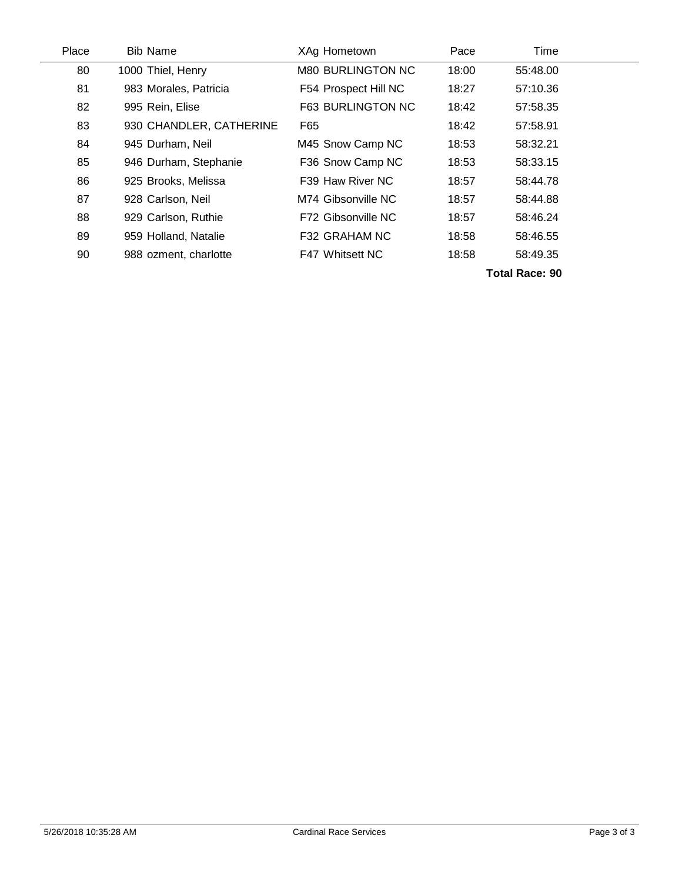| Place | Bib | Name | XAg | Hometown | Pace | Time |
|---|---|---|---|---|---|---|
| 80 | 1000 | Thiel, Henry | M80 | BURLINGTON NC | 18:00 | 55:48.00 |
| 81 | 983 | Morales, Patricia | F54 | Prospect Hill NC | 18:27 | 57:10.36 |
| 82 | 995 | Rein, Elise | F63 | BURLINGTON NC | 18:42 | 57:58.35 |
| 83 | 930 | CHANDLER, CATHERINE | F65 | | 18:42 | 57:58.91 |
| 84 | 945 | Durham, Neil | M45 | Snow Camp NC | 18:53 | 58:32.21 |
| 85 | 946 | Durham, Stephanie | F36 | Snow Camp NC | 18:53 | 58:33.15 |
| 86 | 925 | Brooks, Melissa | F39 | Haw River NC | 18:57 | 58:44.78 |
| 87 | 928 | Carlson, Neil | M74 | Gibsonville NC | 18:57 | 58:44.88 |
| 88 | 929 | Carlson, Ruthie | F72 | Gibsonville NC | 18:57 | 58:46.24 |
| 89 | 959 | Holland, Natalie | F32 | GRAHAM NC | 18:58 | 58:46.55 |
| 90 | 988 | ozment, charlotte | F47 | Whitsett NC | 18:58 | 58:49.35 |

**Total Race: 90**

5/26/2018 10:35:28 AM

Cardinal Race Services